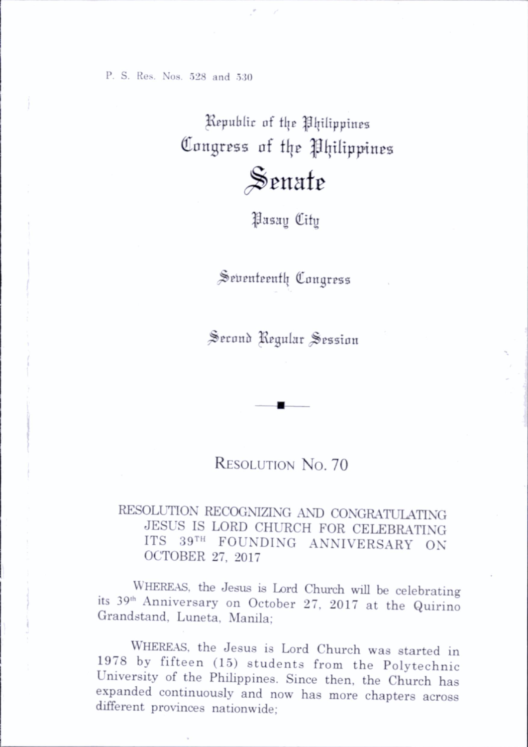P. S. Res. Nos. 528 and 530

Republic of the Philippines
Congress of the Philippines

# Senate

Pasay City

Seventeenth Congress

Second Regular Session

## RESOLUTION NO. 70

RESOLUTION RECOGNIZING AND CONGRATULATING JESUS IS LORD CHURCH FOR CELEBRATING ITS 39TH FOUNDING ANNIVERSARY ON OCTOBER 27, 2017

WHEREAS, the Jesus is Lord Church will be celebrating its 39th Anniversary on October 27, 2017 at the Quirino Grandstand, Luneta, Manila;

WHEREAS, the Jesus is Lord Church was started in 1978 by fifteen (15) students from the Polytechnic University of the Philippines. Since then, the Church has expanded continuously and now has more chapters across different provinces nationwide;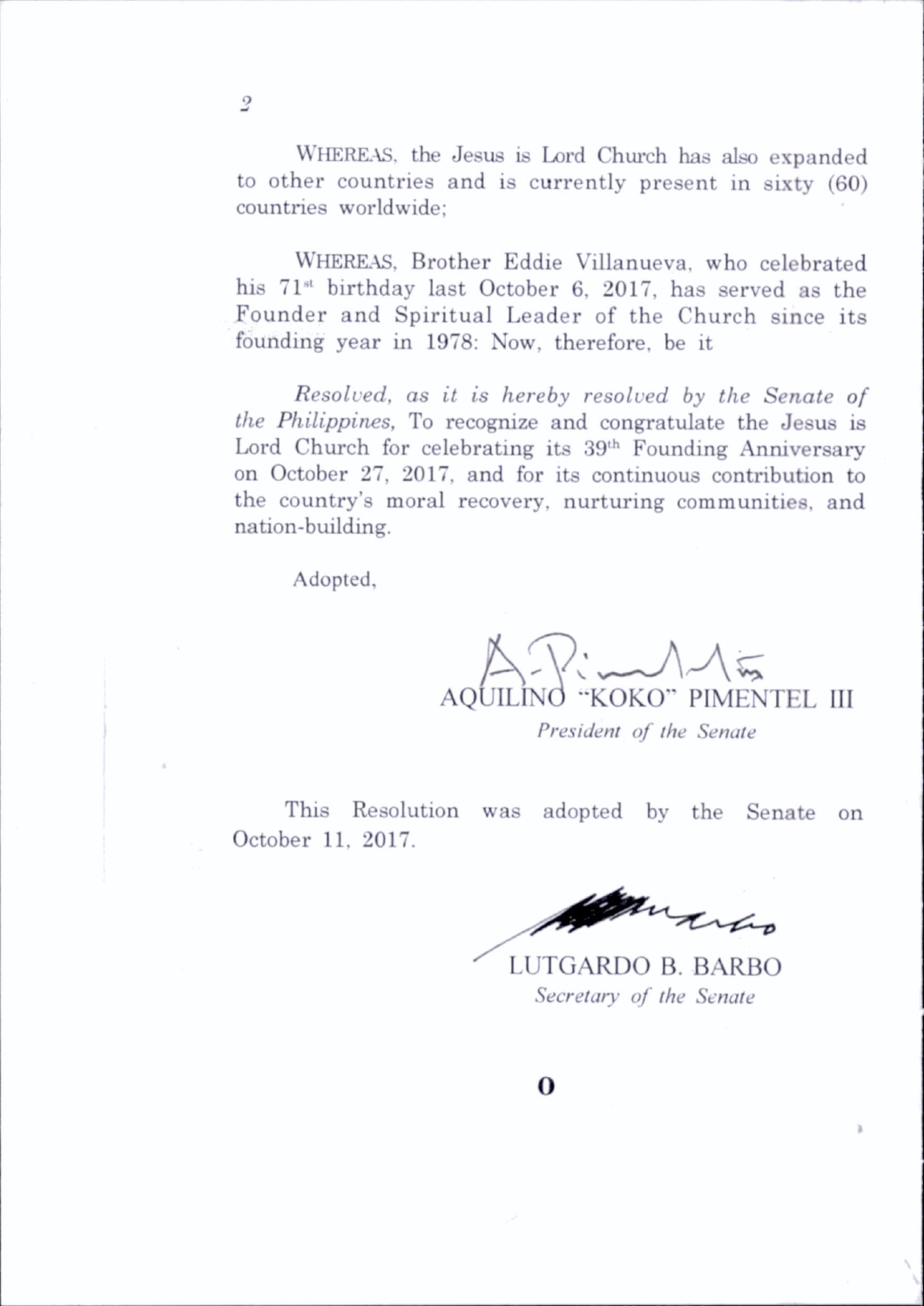WHEREAS, the Jesus is Lord Church has also expanded to other countries and is currently present in sixty (60) countries worldwide;

WHEREAS, Brother Eddie Villanueva, who celebrated his 71st birthday last October 6, 2017, has served as the Founder and Spiritual Leader of the Church since its founding year in 1978: Now, therefore, be it

*Resolved, as it is hereby resolved by the Senate of the Philippines,* To recognize and congratulate the Jesus is Lord Church for celebrating its 39th Founding Anniversary on October 27, 2017, and for its continuous contribution to the country's moral recovery, nurturing communities, and nation-building.

Adopted,

AQUILINO "KOKO" PIMENTEL III
*President of the Senate*

This Resolution was adopted by the Senate on October 11, 2017.

LUTGARDO B. BARBO
*Secretary of the Senate*

O